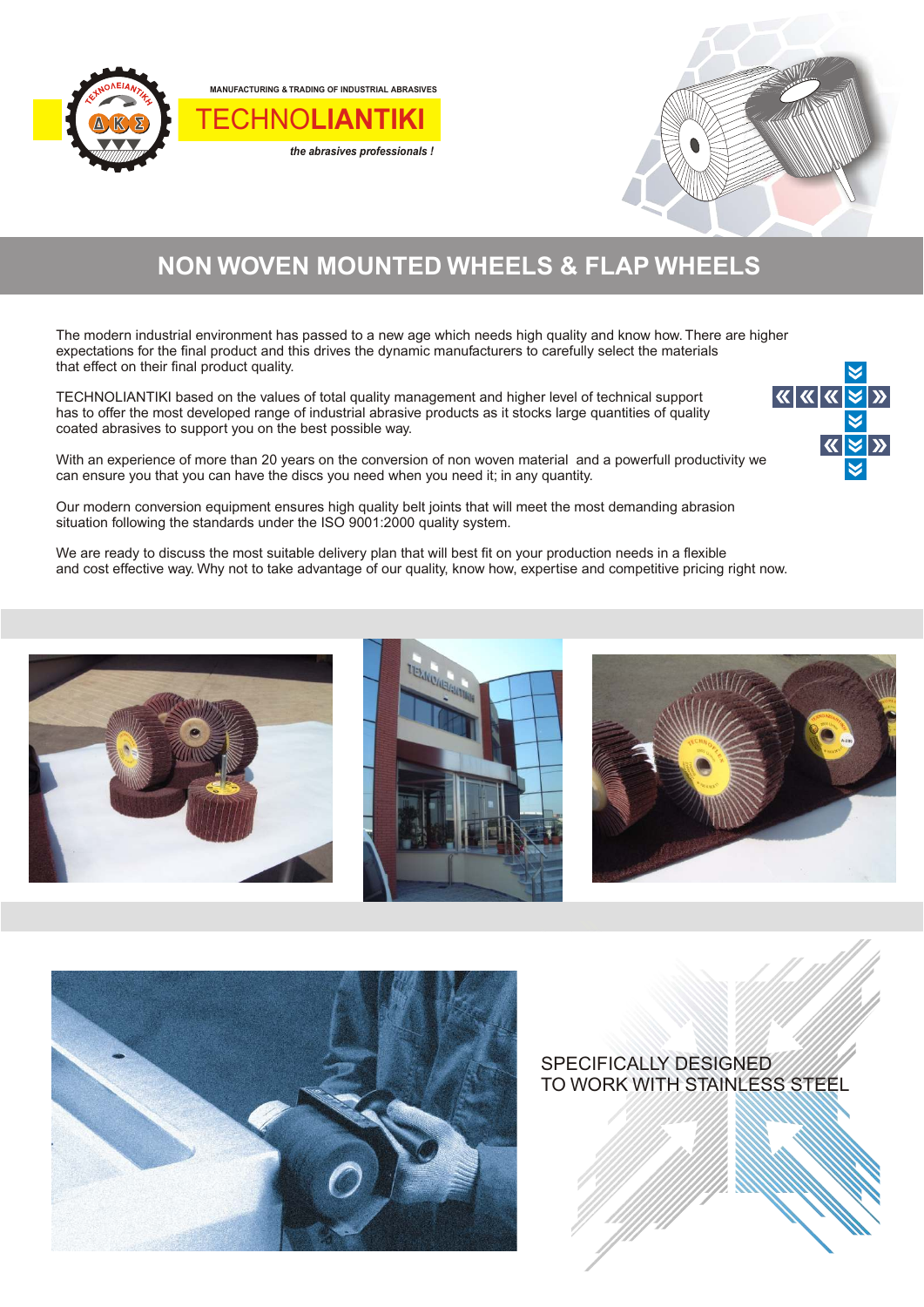MANUFACTURING & TRADING OF INDUSTRIAL ABRASIVES

**TECHNOLIANTIKI**

*the abrasives professionals !*

# NON WOVEN MOUNTED WHEELS & FLAP WHEELS

The modern industrial environment has passed to a new age which needs high quality and know how. There are higher expectations for the final product and this drives the dynamic manufacturers to carefully select the materials that effect on their final product quality.

TECHNOLIANTIKI based on the values of total quality management and higher level of technical support has to offer the most developed range of industrial abrasive products as it stocks large quantities of quality coated abrasives to support you on the best possible way.

With an experience of more than 20 years on the conversion of non woven material and a powerfull productivity we can ensure you that you can have the discs you need when you need it; in any quantity.

Our modern conversion equipment ensures high quality belt joints that will meet the most demanding abrasion situation following the standards under the ISO 9001:2000 quality system.

We are ready to discuss the most suitable delivery plan that will best fit on your production needs in a flexible and cost effective way. Why not to take advantage of our quality, know how, expertise and competitive pricing right now.

SPECIFICALLY DESIGNED
TO WORK WITH STAINLESS STEEL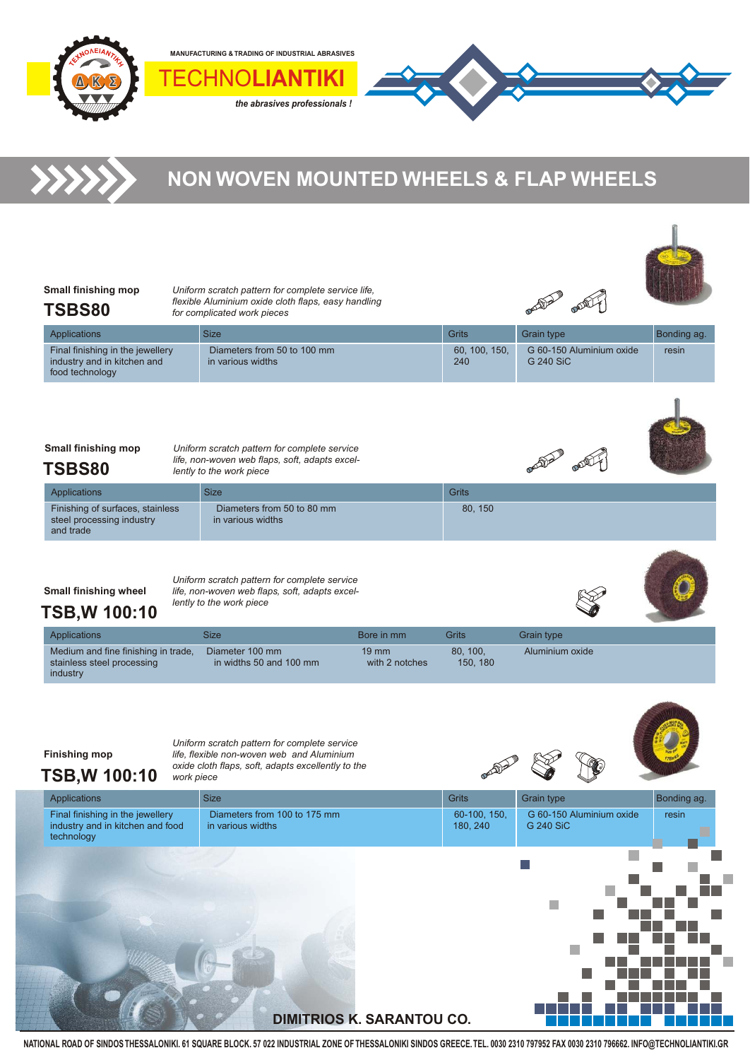MANUFACTURING & TRADING OF INDUSTRIAL ABRASIVES

TECHNOLIANTIKI

*the abrasives professionals !*

# NON WOVEN MOUNTED WHEELS & FLAP WHEELS

**Small finishing mop**

## TSBS80

*Uniform scratch pattern for complete service life, flexible Aluminium oxide cloth flaps, easy handling for complicated work pieces*

| Applications | Size | Grits | Grain type | Bonding ag. |
|---|---|---|---|---|
| Final finishing in the jewellery industry and in kitchen and food technology | Diameters from 50 to 100 mm in various widths | 60, 100, 150, 240 | G 60-150 Aluminium oxide G 240 SiC | resin |

**Small finishing mop**

## TSBS80

*Uniform scratch pattern for complete service life, non-woven web flaps, soft, adapts excellently to the work piece*

| Applications | Size | Grits |
|---|---|---|
| Finishing of surfaces, stainless steel processing industry and trade | Diameters from 50 to 80 mm in various widths | 80, 150 |

**Small finishing wheel**

## TSB,W 100:10

*Uniform scratch pattern for complete service life, non-woven web flaps, soft, adapts excellently to the work piece*

| Applications | Size | Bore in mm | Grits | Grain type |
|---|---|---|---|---|
| Medium and fine finishing in trade, stainless steel processing industry | Diameter 100 mm in widths 50 and 100 mm | 19 mm with 2 notches | 80, 100, 150, 180 | Aluminium oxide |

**Finishing mop**

## TSB,W 100:10

*Uniform scratch pattern for complete service life, flexible non-woven web and Aluminium oxide cloth flaps, soft, adapts excellently to the work piece*

| Applications | Size | Grits | Grain type | Bonding ag. |
|---|---|---|---|---|
| Final finishing in the jewellery industry and in kitchen and food technology | Diameters from 100 to 175 mm in various widths | 60-100, 150, 180, 240 | G 60-150 Aluminium oxide G 240 SiC | resin |

**DIMITRIOS K. SARANTOU CO.**

NATIONAL ROAD OF SINDOS THESSALONIKI. 61 SQUARE BLOCK. 57 022 INDUSTRIAL ZONE OF THESSALONIKI SINDOS GREECE. TEL. 0030 2310 797952 FAX 0030 2310 796662. INFO@TECHNOLIANTIKI.GR